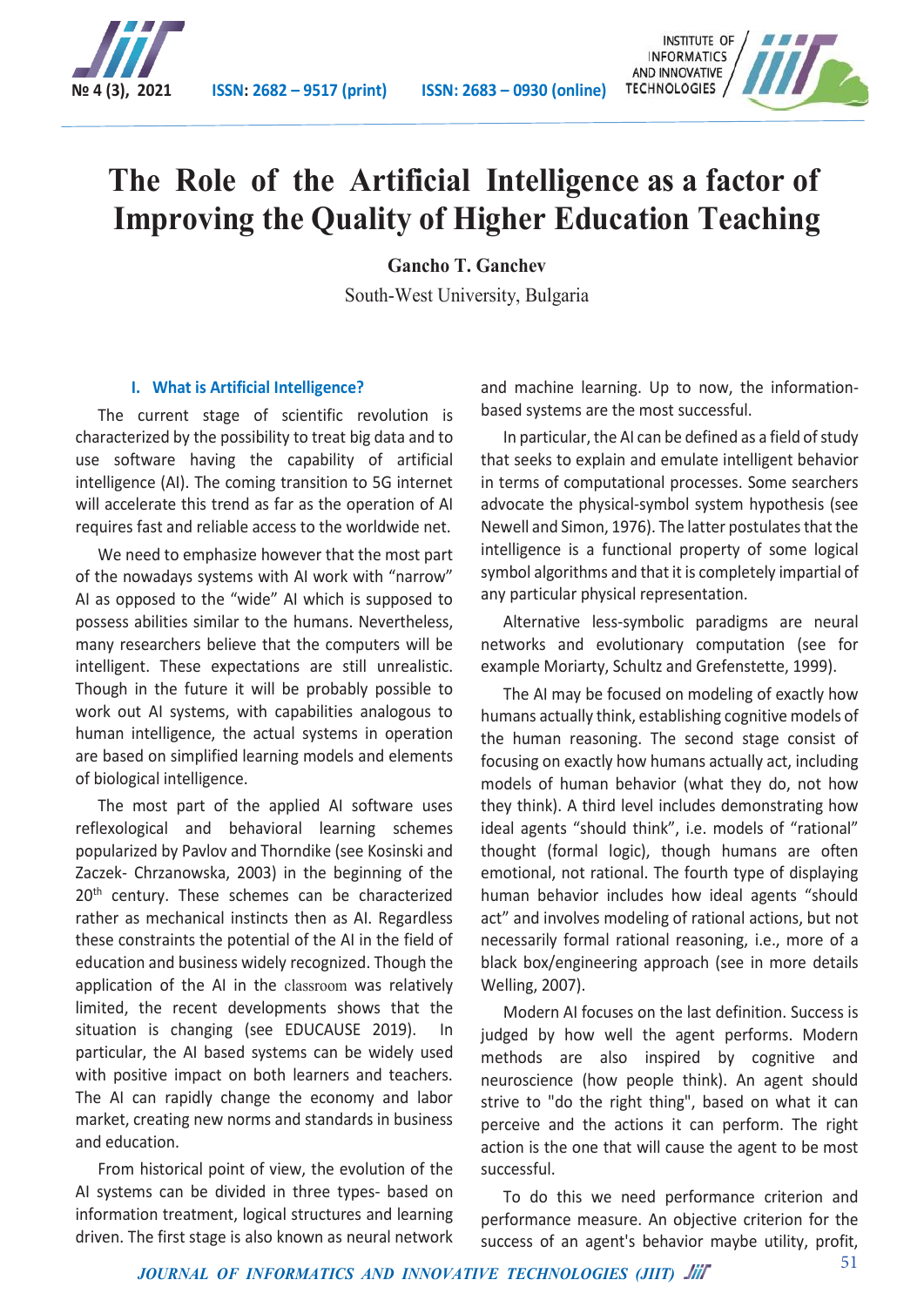# The Role of the Artificial Intelligence as a factor of Improving the Quality of Higher Education Teaching

**Gancho T. Ganchev**

South-West University, Bulgaria

## I. What is Artificial Intelligence?

The current stage of scientific revolution is characterized by the possibility to treat big data and to use software having the capability of artificial intelligence (AI). The coming transition to 5G internet will accelerate this trend as far as the operation of AI requires fast and reliable access to the worldwide net.

We need to emphasize however that the most part of the nowadays systems with AI work with "narrow" AI as opposed to the "wide" AI which is supposed to possess abilities similar to the humans. Nevertheless, many researchers believe that the computers will be intelligent. These expectations are still unrealistic. Though in the future it will be probably possible to work out AI systems, with capabilities analogous to human intelligence, the actual systems in operation are based on simplified learning models and elements of biological intelligence.

The most part of the applied AI software uses reflexological and behavioral learning schemes popularized by Pavlov and Thorndike (see Kosinski and Zaczek- Chrzanowska, 2003) in the beginning of the 20th century. These schemes can be characterized rather as mechanical instincts then as AI. Regardless these constraints the potential of the AI in the field of education and business widely recognized. Though the application of the AI in the classroom was relatively limited, the recent developments shows that the situation is changing (see EDUCAUSE 2019). In particular, the AI based systems can be widely used with positive impact on both learners and teachers. The AI can rapidly change the economy and labor market, creating new norms and standards in business and education.

From historical point of view, the evolution of the AI systems can be divided in three types- based on information treatment, logical structures and learning driven. The first stage is also known as neural network and machine learning. Up to now, the information-based systems are the most successful.

In particular, the AI can be defined as a field of study that seeks to explain and emulate intelligent behavior in terms of computational processes. Some searchers advocate the physical-symbol system hypothesis (see Newell and Simon, 1976). The latter postulates that the intelligence is a functional property of some logical symbol algorithms and that it is completely impartial of any particular physical representation.

Alternative less-symbolic paradigms are neural networks and evolutionary computation (see for example Moriarty, Schultz and Grefenstette, 1999).

The AI may be focused on modeling of exactly how humans actually think, establishing cognitive models of the human reasoning. The second stage consist of focusing on exactly how humans actually act, including models of human behavior (what they do, not how they think). A third level includes demonstrating how ideal agents "should think", i.e. models of "rational" thought (formal logic), though humans are often emotional, not rational. The fourth type of displaying human behavior includes how ideal agents "should act" and involves modeling of rational actions, but not necessarily formal rational reasoning, i.e., more of a black box/engineering approach (see in more details Welling, 2007).

Modern AI focuses on the last definition. Success is judged by how well the agent performs. Modern methods are also inspired by cognitive and neuroscience (how people think). An agent should strive to "do the right thing", based on what it can perceive and the actions it can perform. The right action is the one that will cause the agent to be most successful.

To do this we need performance criterion and performance measure. An objective criterion for the success of an agent's behavior maybe utility, profit,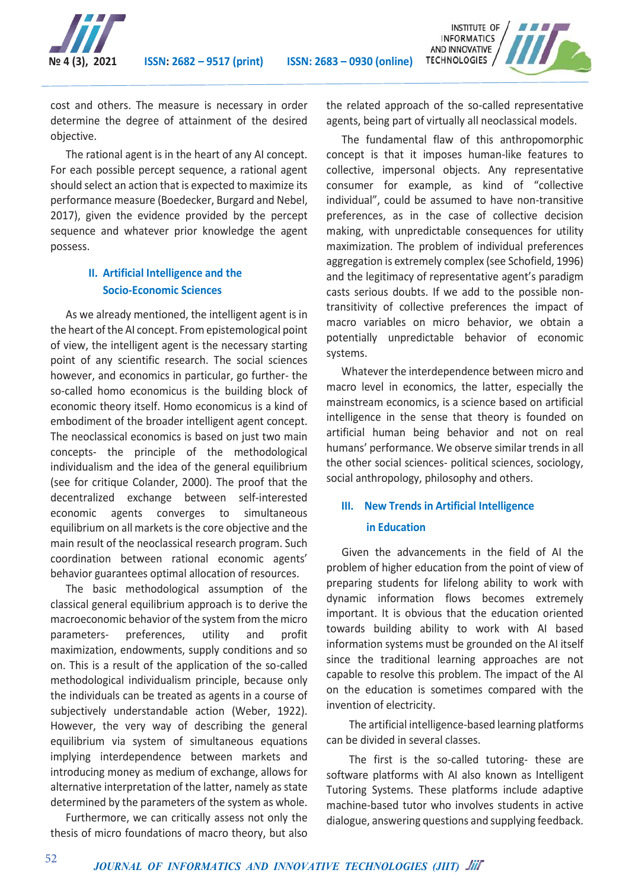cost and others. The measure is necessary in order determine the degree of attainment of the desired objective.

The rational agent is in the heart of any AI concept. For each possible percept sequence, a rational agent should select an action that is expected to maximize its performance measure (Boedecker, Burgard and Nebel, 2017), given the evidence provided by the percept sequence and whatever prior knowledge the agent possess.

## II. Artificial Intelligence and the Socio-Economic Sciences

As we already mentioned, the intelligent agent is in the heart of the AI concept. From epistemological point of view, the intelligent agent is the necessary starting point of any scientific research. The social sciences however, and economics in particular, go further- the so-called homo economicus is the building block of economic theory itself. Homo economicus is a kind of embodiment of the broader intelligent agent concept. The neoclassical economics is based on just two main concepts- the principle of the methodological individualism and the idea of the general equilibrium (see for critique Colander, 2000). The proof that the decentralized exchange between self-interested economic agents converges to simultaneous equilibrium on all markets is the core objective and the main result of the neoclassical research program. Such coordination between rational economic agents' behavior guarantees optimal allocation of resources.

The basic methodological assumption of the classical general equilibrium approach is to derive the macroeconomic behavior of the system from the micro parameters- preferences, utility and profit maximization, endowments, supply conditions and so on. This is a result of the application of the so-called methodological individualism principle, because only the individuals can be treated as agents in a course of subjectively understandable action (Weber, 1922). However, the very way of describing the general equilibrium via system of simultaneous equations implying interdependence between markets and introducing money as medium of exchange, allows for alternative interpretation of the latter, namely as state determined by the parameters of the system as whole.

Furthermore, we can critically assess not only the thesis of micro foundations of macro theory, but also the related approach of the so-called representative agents, being part of virtually all neoclassical models.

The fundamental flaw of this anthropomorphic concept is that it imposes human-like features to collective, impersonal objects. Any representative consumer for example, as kind of "collective individual", could be assumed to have non-transitive preferences, as in the case of collective decision making, with unpredictable consequences for utility maximization. The problem of individual preferences aggregation is extremely complex (see Schofield, 1996) and the legitimacy of representative agent's paradigm casts serious doubts. If we add to the possible non-transitivity of collective preferences the impact of macro variables on micro behavior, we obtain a potentially unpredictable behavior of economic systems.

Whatever the interdependence between micro and macro level in economics, the latter, especially the mainstream economics, is a science based on artificial intelligence in the sense that theory is founded on artificial human being behavior and not on real humans' performance. We observe similar trends in all the other social sciences- political sciences, sociology, social anthropology, philosophy and others.

## III. New Trends in Artificial Intelligence in Education

Given the advancements in the field of AI the problem of higher education from the point of view of preparing students for lifelong ability to work with dynamic information flows becomes extremely important. It is obvious that the education oriented towards building ability to work with AI based information systems must be grounded on the AI itself since the traditional learning approaches are not capable to resolve this problem. The impact of the AI on the education is sometimes compared with the invention of electricity.

The artificial intelligence-based learning platforms can be divided in several classes.

The first is the so-called tutoring- these are software platforms with AI also known as Intelligent Tutoring Systems. These platforms include adaptive machine-based tutor who involves students in active dialogue, answering questions and supplying feedback.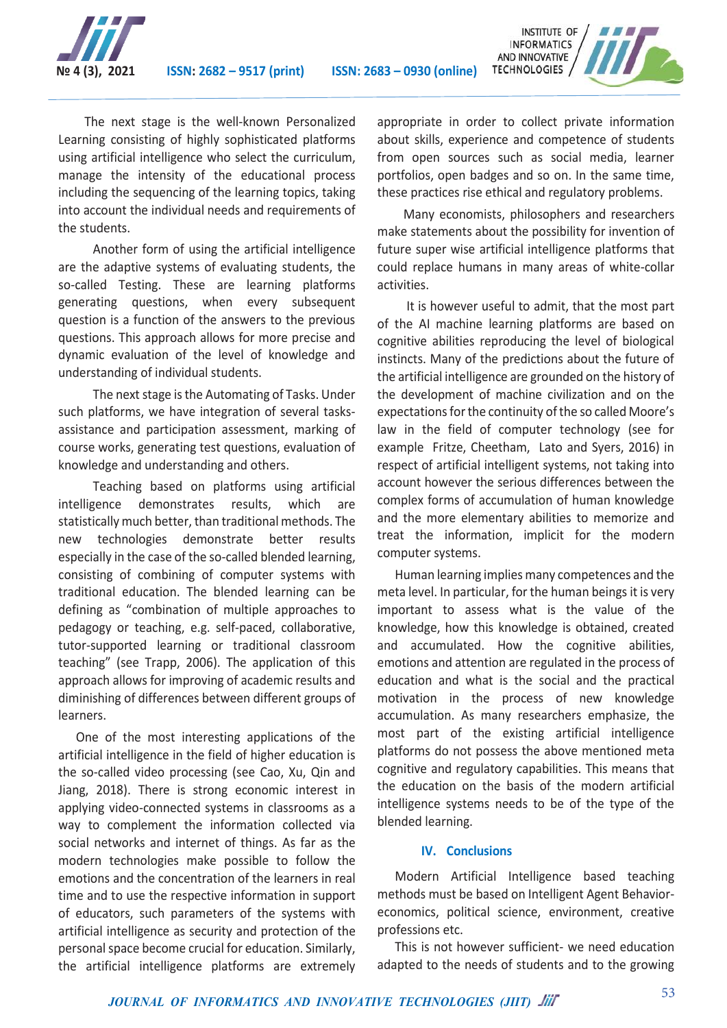The next stage is the well-known Personalized Learning consisting of highly sophisticated platforms using artificial intelligence who select the curriculum, manage the intensity of the educational process including the sequencing of the learning topics, taking into account the individual needs and requirements of the students.

Another form of using the artificial intelligence are the adaptive systems of evaluating students, the so-called Testing. These are learning platforms generating questions, when every subsequent question is a function of the answers to the previous questions. This approach allows for more precise and dynamic evaluation of the level of knowledge and understanding of individual students.

The next stage is the Automating of Tasks. Under such platforms, we have integration of several tasks-assistance and participation assessment, marking of course works, generating test questions, evaluation of knowledge and understanding and others.

Teaching based on platforms using artificial intelligence demonstrates results, which are statistically much better, than traditional methods. The new technologies demonstrate better results especially in the case of the so-called blended learning, consisting of combining of computer systems with traditional education. The blended learning can be defining as "combination of multiple approaches to pedagogy or teaching, e.g. self-paced, collaborative, tutor-supported learning or traditional classroom teaching" (see Trapp, 2006). The application of this approach allows for improving of academic results and diminishing of differences between different groups of learners.

One of the most interesting applications of the artificial intelligence in the field of higher education is the so-called video processing (see Cao, Xu, Qin and Jiang, 2018). There is strong economic interest in applying video-connected systems in classrooms as a way to complement the information collected via social networks and internet of things. As far as the modern technologies make possible to follow the emotions and the concentration of the learners in real time and to use the respective information in support of educators, such parameters of the systems with artificial intelligence as security and protection of the personal space become crucial for education. Similarly, the artificial intelligence platforms are extremely appropriate in order to collect private information about skills, experience and competence of students from open sources such as social media, learner portfolios, open badges and so on. In the same time, these practices rise ethical and regulatory problems.

Many economists, philosophers and researchers make statements about the possibility for invention of future super wise artificial intelligence platforms that could replace humans in many areas of white-collar activities.

It is however useful to admit, that the most part of the AI machine learning platforms are based on cognitive abilities reproducing the level of biological instincts. Many of the predictions about the future of the artificial intelligence are grounded on the history of the development of machine civilization and on the expectations for the continuity of the so called Moore's law in the field of computer technology (see for example Fritze, Cheetham, Lato and Syers, 2016) in respect of artificial intelligent systems, not taking into account however the serious differences between the complex forms of accumulation of human knowledge and the more elementary abilities to memorize and treat the information, implicit for the modern computer systems.

Human learning implies many competences and the meta level. In particular, for the human beings it is very important to assess what is the value of the knowledge, how this knowledge is obtained, created and accumulated. How the cognitive abilities, emotions and attention are regulated in the process of education and what is the social and the practical motivation in the process of new knowledge accumulation. As many researchers emphasize, the most part of the existing artificial intelligence platforms do not possess the above mentioned meta cognitive and regulatory capabilities. This means that the education on the basis of the modern artificial intelligence systems needs to be of the type of the blended learning.

## IV. Conclusions

Modern Artificial Intelligence based teaching methods must be based on Intelligent Agent Behavior-economics, political science, environment, creative professions etc.

This is not however sufficient- we need education adapted to the needs of students and to the growing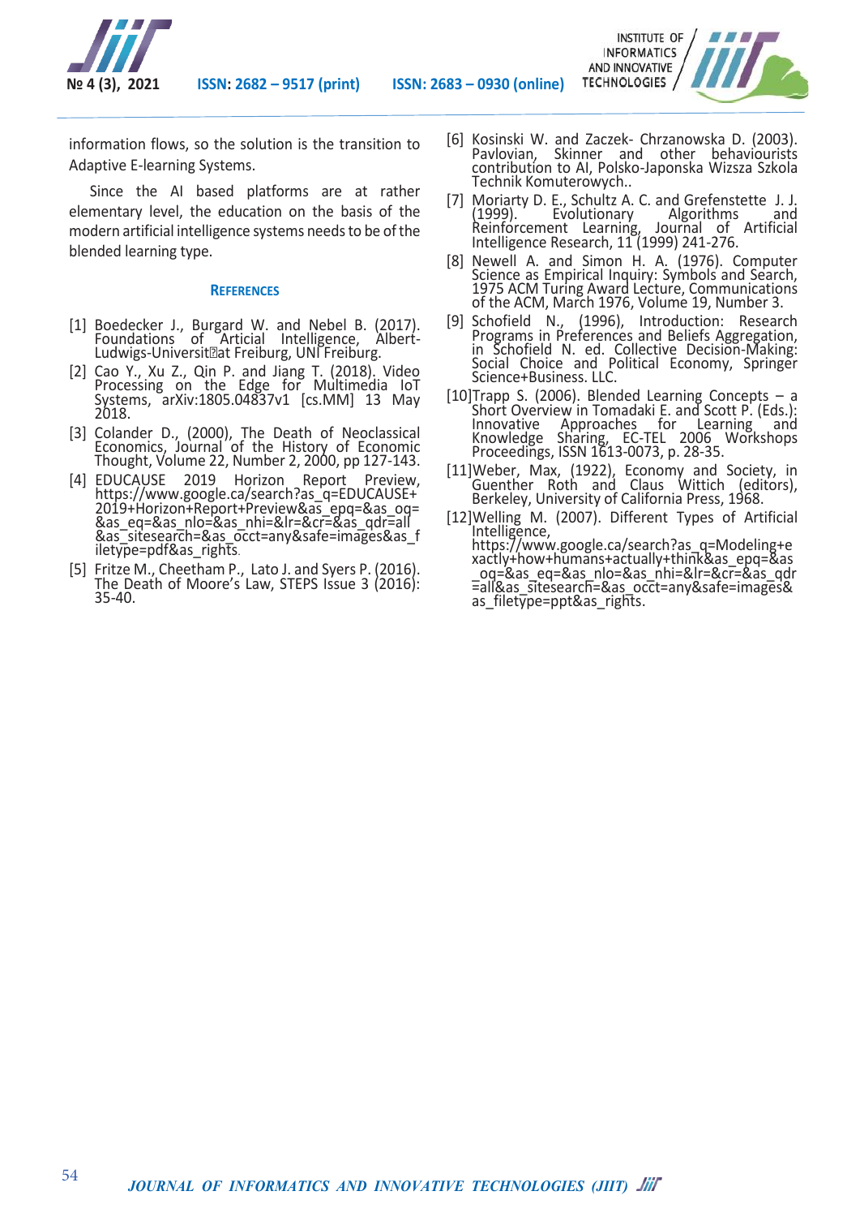information flows, so the solution is the transition to Adaptive E-learning Systems.

Since the AI based platforms are at rather elementary level, the education on the basis of the modern artificial intelligence systems needs to be of the blended learning type.

## References

[1] Boedecker J., Burgard W. and Nebel B. (2017). Foundations of Articial Intelligence, Albert-Ludwigs-Universit at Freiburg, UNI Freiburg.

[2] Cao Y., Xu Z., Qin P. and Jiang T. (2018). Video Processing on the Edge for Multimedia IoT Systems, arXiv:1805.04837v1 [cs.MM] 13 May 2018.

[3] Colander D., (2000), The Death of Neoclassical Economics, Journal of the History of Economic Thought, Volume 22, Number 2, 2000, pp 127-143.

[4] EDUCAUSE 2019 Horizon Report Preview, https://www.google.ca/search?as_q=EDUCAUSE+2019+Horizon+Report+Preview&as_epq=&as_oq=&as_eq=&as_nlo=&as_nhi=&lr=&cr=&as_qdr=all&as_sitesearch=&as_occt=any&safe=images&as_filetype=pdf&as_rights.

[5] Fritze M., Cheetham P., Lato J. and Syers P. (2016). The Death of Moore's Law, STEPS Issue 3 (2016): 35-40.

[6] Kosinski W. and Zaczek- Chrzanowska D. (2003). Pavlovian, Skinner and other behaviourists contribution to AI, Polsko-Japonska Wizsza Szkola Technik Komuterowych..

[7] Moriarty D. E., Schultz A. C. and Grefenstette J. J. (1999). Evolutionary Algorithms and Reinforcement Learning, Journal of Artificial Intelligence Research, 11 (1999) 241-276.

[8] Newell A. and Simon H. A. (1976). Computer Science as Empirical Inquiry: Symbols and Search, 1975 ACM Turing Award Lecture, Communications of the ACM, March 1976, Volume 19, Number 3.

[9] Schofield N., (1996), Introduction: Research Programs in Preferences and Beliefs Aggregation, in Schofield N. ed. Collective Decision-Making: Social Choice and Political Economy, Springer Science+Business. LLC.

[10] Trapp S. (2006). Blended Learning Concepts – a Short Overview in Tomadaki E. and Scott P. (Eds.): Innovative Approaches for Learning and Knowledge Sharing, EC-TEL 2006 Workshops Proceedings, ISSN 1613-0073, p. 28-35.

[11] Weber, Max, (1922), Economy and Society, in Guenther Roth and Claus Wittich (editors), Berkeley, University of California Press, 1968.

[12] Welling M. (2007). Different Types of Artificial Intelligence, https://www.google.ca/search?as_q=Modeling+exactly+how+humans+actually+think&as_epq=&as_oq=&as_eq=&as_nlo=&as_nhi=&lr=&cr=&as_qdr=all&as_sitesearch=&as_occt=any&safe=images&as_filetype=ppt&as_rights.